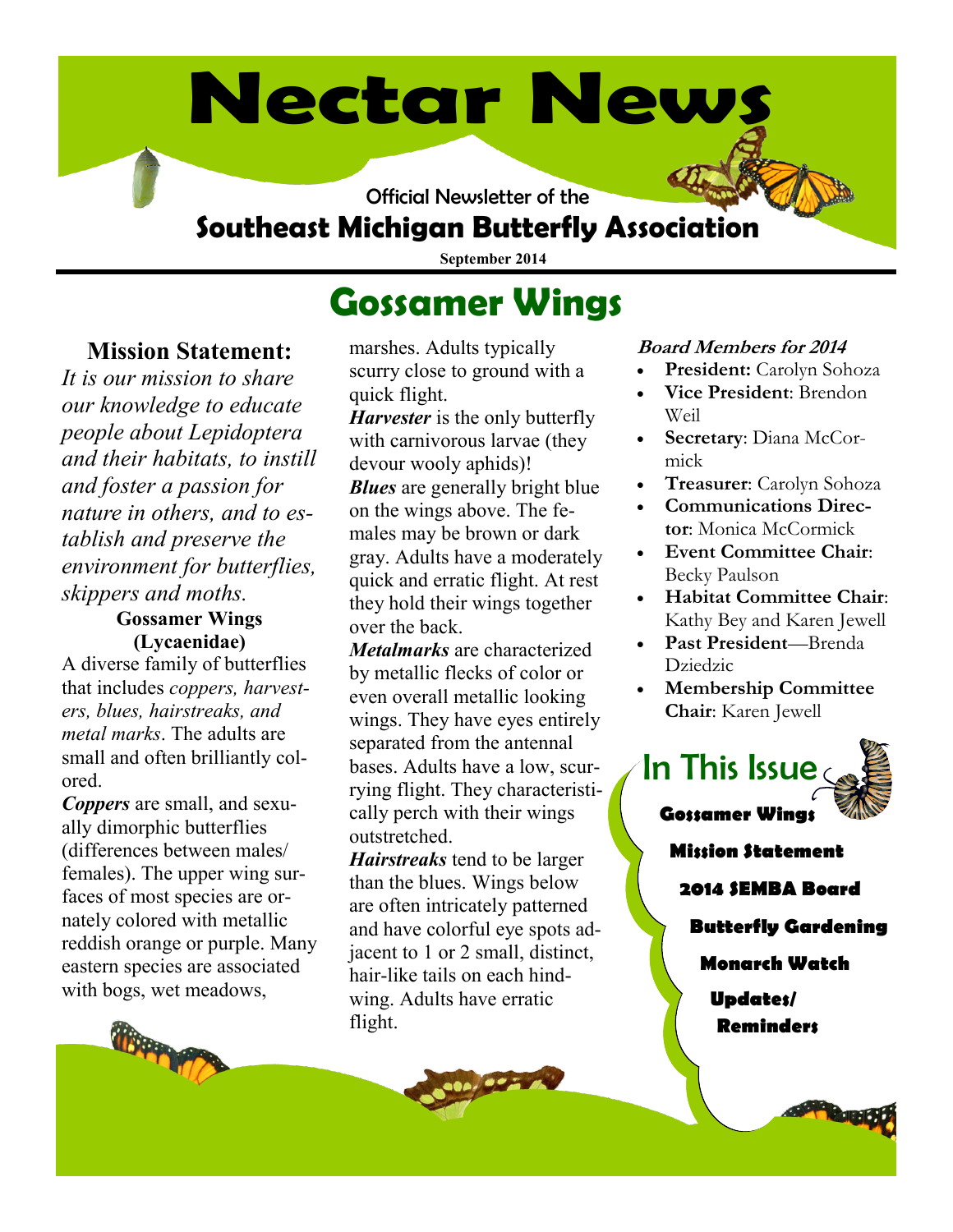# Nectar News

Official Newsletter of the

## Southeast Michigan Butterfly Association

**September 2014**

## Gossamer Wings

### Mission Statement:

*It is our mission to share our knowledge to educate people about Lepidoptera and their habitats, to instill and foster a passion for nature in others, and to establish and preserve the environment for butterflies, skippers and moths.*

**Gossamer Wings (Lycaenidae)**

A diverse family of butterflies that includes *coppers, harvesters, blues, hairstreaks, and metal marks*. The adults are small and often brilliantly colored.

***Coppers*** are small, and sexually dimorphic butterflies (differences between males/ females). The upper wing surfaces of most species are ornately colored with metallic reddish orange or purple. Many eastern species are associated with bogs, wet meadows, marshes. Adults typically scurry close to ground with a quick flight.

***Harvester*** is the only butterfly with carnivorous larvae (they devour wooly aphids)!

***Blues*** are generally bright blue on the wings above. The females may be brown or dark gray. Adults have a moderately quick and erratic flight. At rest they hold their wings together over the back.

***Metalmarks*** are characterized by metallic flecks of color or even overall metallic looking wings. They have eyes entirely separated from the antennal bases. Adults have a low, scurrying flight. They characteristically perch with their wings outstretched.

***Hairstreaks*** tend to be larger than the blues. Wings below are often intricately patterned and have colorful eye spots adjacent to 1 or 2 small, distinct, hair-like tails on each hindwing. Adults have erratic flight.

***Board Members for 2014***

- **President:** Carolyn Sohoza
- **Vice President**: Brendon Weil
- **Secretary**: Diana McCormick
- **Treasurer**: Carolyn Sohoza
- **Communications Director**: Monica McCormick
- **Event Committee Chair**: Becky Paulson
- **Habitat Committee Chair**: Kathy Bey and Karen Jewell
- **Past President**—Brenda Dziedzic
- **Membership Committee Chair**: Karen Jewell

### In This Issue

- **Gossamer Wings**
- **Mission Statement**
- **2014 SEMBA Board**
- **Butterfly Gardening**
- **Monarch Watch**
- **Updates/ Reminders**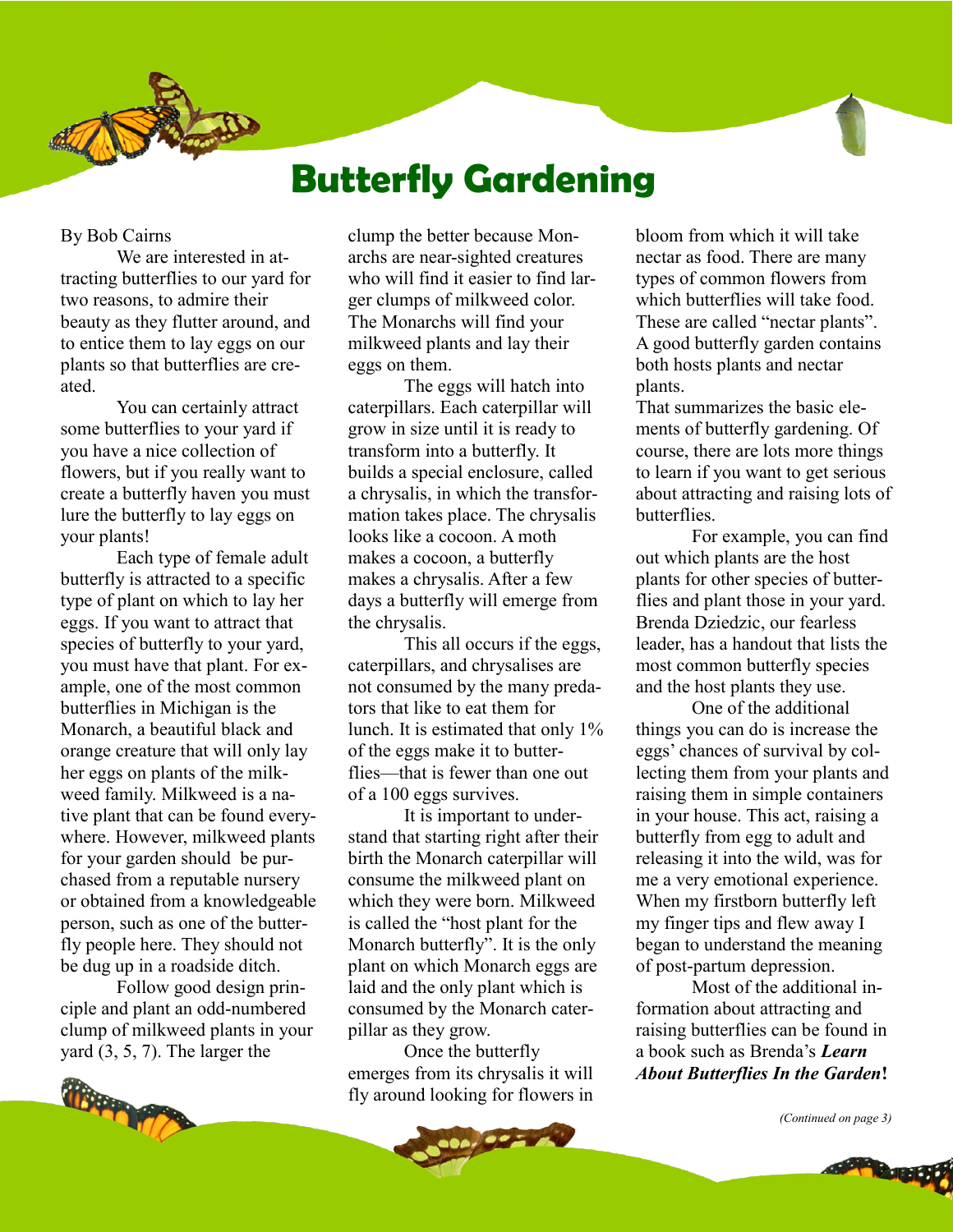# Butterfly Gardening

By Bob Cairns

We are interested in attracting butterflies to our yard for two reasons, to admire their beauty as they flutter around, and to entice them to lay eggs on our plants so that butterflies are created.

You can certainly attract some butterflies to your yard if you have a nice collection of flowers, but if you really want to create a butterfly haven you must lure the butterfly to lay eggs on your plants!

Each type of female adult butterfly is attracted to a specific type of plant on which to lay her eggs. If you want to attract that species of butterfly to your yard, you must have that plant. For example, one of the most common butterflies in Michigan is the Monarch, a beautiful black and orange creature that will only lay her eggs on plants of the milkweed family. Milkweed is a native plant that can be found everywhere. However, milkweed plants for your garden should be purchased from a reputable nursery or obtained from a knowledgeable person, such as one of the butterfly people here. They should not be dug up in a roadside ditch.

Follow good design principle and plant an odd-numbered clump of milkweed plants in your yard (3, 5, 7). The larger the clump the better because Monarchs are near-sighted creatures who will find it easier to find larger clumps of milkweed color. The Monarchs will find your milkweed plants and lay their eggs on them.

The eggs will hatch into caterpillars. Each caterpillar will grow in size until it is ready to transform into a butterfly. It builds a special enclosure, called a chrysalis, in which the transformation takes place. The chrysalis looks like a cocoon. A moth makes a cocoon, a butterfly makes a chrysalis. After a few days a butterfly will emerge from the chrysalis.

This all occurs if the eggs, caterpillars, and chrysalises are not consumed by the many predators that like to eat them for lunch. It is estimated that only 1% of the eggs make it to butterflies—that is fewer than one out of a 100 eggs survives.

It is important to understand that starting right after their birth the Monarch caterpillar will consume the milkweed plant on which they were born. Milkweed is called the "host plant for the Monarch butterfly". It is the only plant on which Monarch eggs are laid and the only plant which is consumed by the Monarch caterpillar as they grow.

Once the butterfly emerges from its chrysalis it will fly around looking for flowers in bloom from which it will take nectar as food. There are many types of common flowers from which butterflies will take food. These are called "nectar plants". A good butterfly garden contains both hosts plants and nectar plants.

That summarizes the basic elements of butterfly gardening. Of course, there are lots more things to learn if you want to get serious about attracting and raising lots of butterflies.

For example, you can find out which plants are the host plants for other species of butterflies and plant those in your yard. Brenda Dziedzic, our fearless leader, has a handout that lists the most common butterfly species and the host plants they use.

One of the additional things you can do is increase the eggs' chances of survival by collecting them from your plants and raising them in simple containers in your house. This act, raising a butterfly from egg to adult and releasing it into the wild, was for me a very emotional experience. When my firstborn butterfly left my finger tips and flew away I began to understand the meaning of post-partum depression.

Most of the additional information about attracting and raising butterflies can be found in a book such as Brenda's ***Learn About Butterflies In the Garden*!**

*(Continued on page 3)*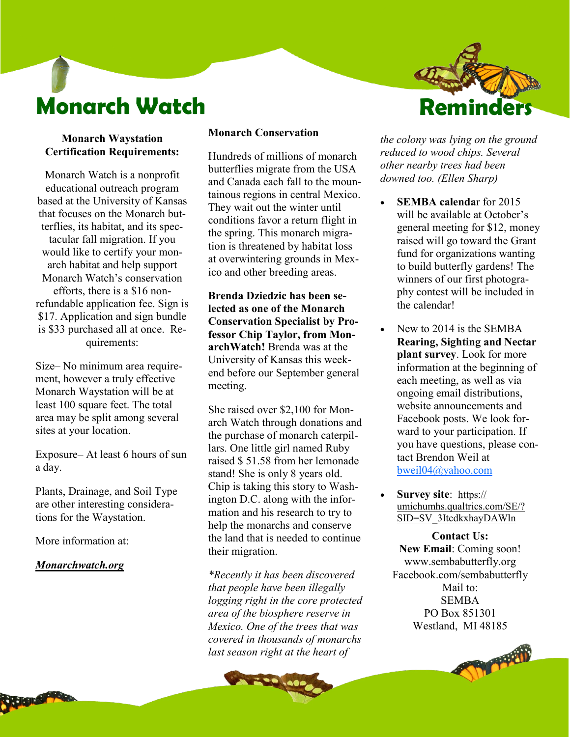# Monarch Watch

### Monarch Waystation Certification Requirements:

Monarch Watch is a nonprofit educational outreach program based at the University of Kansas that focuses on the Monarch butterflies, its habitat, and its spectacular fall migration. If you would like to certify your monarch habitat and help support Monarch Watch's conservation efforts, there is a $16 non-refundable application fee. Sign is $17. Application and sign bundle is $33 purchased all at once. Requirements:

Size– No minimum area requirement, however a truly effective Monarch Waystation will be at least 100 square feet. The total area may be split among several sites at your location.

Exposure– At least 6 hours of sun a day.

Plants, Drainage, and Soil Type are other interesting considerations for the Waystation.

More information at:

***Monarchwatch.org***

### Monarch Conservation

Hundreds of millions of monarch butterflies migrate from the USA and Canada each fall to the mountainous regions in central Mexico. They wait out the winter until conditions favor a return flight in the spring. This monarch migration is threatened by habitat loss at overwintering grounds in Mexico and other breeding areas.

**Brenda Dziedzic has been selected as one of the Monarch Conservation Specialist by Professor Chip Taylor, from MonarchWatch!** Brenda was at the University of Kansas this weekend before our September general meeting.

She raised over $2,100 for Monarch Watch through donations and the purchase of monarch caterpillars. One little girl named Ruby raised $ 51.58 from her lemonade stand! She is only 8 years old. Chip is taking this story to Washington D.C. along with the information and his research to try to help the monarchs and conserve the land that is needed to continue their migration.

*\*Recently it has been discovered that people have been illegally logging right in the core protected area of the biosphere reserve in Mexico. One of the trees that was covered in thousands of monarchs last season right at the heart of the colony was lying on the ground reduced to wood chips. Several other nearby trees had been downed too. (Ellen Sharp)*

# Reminders

- **SEMBA calendar** for 2015 will be available at October's general meeting for $12, money raised will go toward the Grant fund for organizations wanting to build butterfly gardens! The winners of our first photography contest will be included in the calendar!
- New to 2014 is the SEMBA **Rearing, Sighting and Nectar plant survey**. Look for more information at the beginning of each meeting, as well as via ongoing email distributions, website announcements and Facebook posts. We look forward to your participation. If you have questions, please contact Brendon Weil at bweil04@yahoo.com
- **Survey site**: https://umichumhs.qualtrics.com/SE/?SID=SV_3ItcdkxhayDAWln

**Contact Us:**
**New Email**: Coming soon!
www.sembabutterfly.org
Facebook.com/sembabutterfly
Mail to:
SEMBA
PO Box 851301
Westland, MI 48185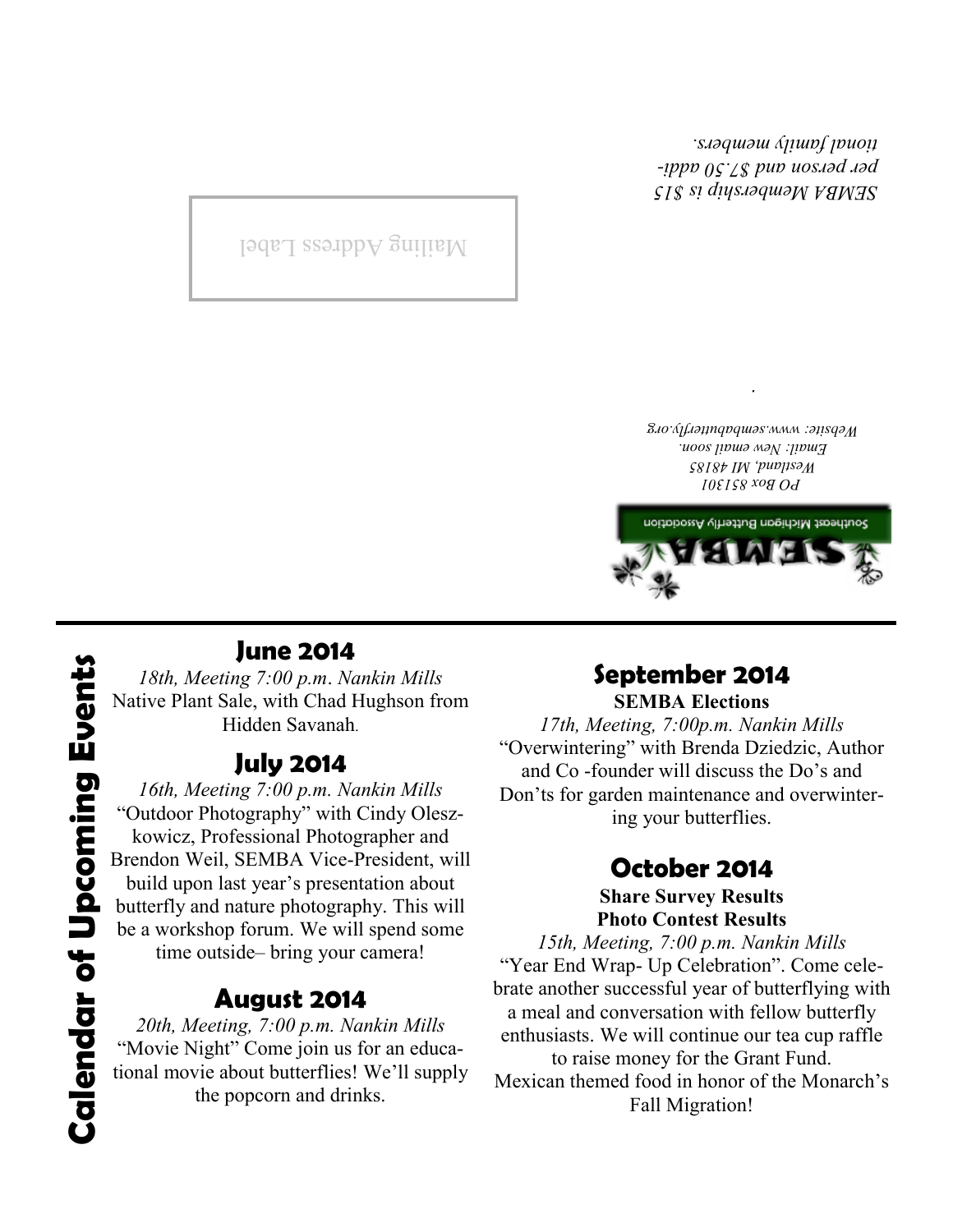SEMBA Membership is $15 per person and $7.50 additional family members.

Mailing Address Label

SEMBA

Southeast Michigan Butterfly Association

PO Box 851301
Westland, MI 48185
Email: New email soon.
Website: www.sembabutterfly.org

# Calendar of Upcoming Events

## June 2014

*18th, Meeting 7:00 p.m. Nankin Mills*
Native Plant Sale, with Chad Hughson from Hidden Savanah.

## July 2014

*16th, Meeting 7:00 p.m. Nankin Mills*
"Outdoor Photography" with Cindy Oleszkowicz, Professional Photographer and Brendon Weil, SEMBA Vice-President, will build upon last year's presentation about butterfly and nature photography. This will be a workshop forum. We will spend some time outside– bring your camera!

## August 2014

*20th, Meeting, 7:00 p.m. Nankin Mills*
"Movie Night" Come join us for an educational movie about butterflies! We'll supply the popcorn and drinks.

## September 2014

**SEMBA Elections**

*17th, Meeting, 7:00p.m. Nankin Mills*
"Overwintering" with Brenda Dziedzic, Author and Co -founder will discuss the Do's and Don'ts for garden maintenance and overwintering your butterflies.

## October 2014

**Share Survey Results**
**Photo Contest Results**

*15th, Meeting, 7:00 p.m. Nankin Mills*
"Year End Wrap- Up Celebration". Come celebrate another successful year of butterflying with a meal and conversation with fellow butterfly enthusiasts. We will continue our tea cup raffle to raise money for the Grant Fund.
Mexican themed food in honor of the Monarch's Fall Migration!